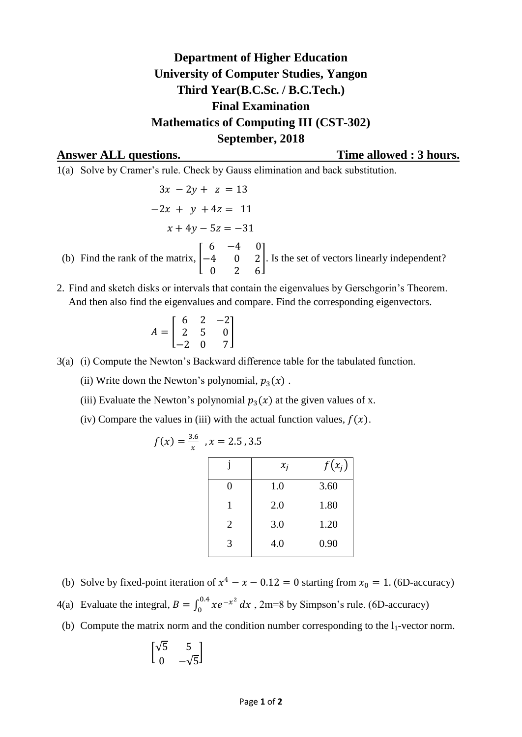# Department of Higher Education
# University of Computer Studies, Yangon
# Third Year(B.C.Sc. / B.C.Tech.)
# Final Examination
# Mathematics of Computing III (CST-302)
# September, 2018

**Answer ALL questions.** **Time allowed : 3 hours.**

1(a) Solve by Cramer's rule. Check by Gauss elimination and back substitution.

$$3x - 2y + z = 13$$
$$-2x + y + 4z = 11$$
$$x + 4y - 5z = -31$$

(b) Find the rank of the matrix, $\begin{bmatrix} 6 & -4 & 0 \\ -4 & 0 & 2 \\ 0 & 2 & 6 \end{bmatrix}$. Is the set of vectors linearly independent?

2. Find and sketch disks or intervals that contain the eigenvalues by Gerschgorin's Theorem. And then also find the eigenvalues and compare. Find the corresponding eigenvectors.

$$A = \begin{bmatrix} 6 & 2 & -2 \\ 2 & 5 & 0 \\ -2 & 0 & 7 \end{bmatrix}$$

3(a) (i) Compute the Newton's Backward difference table for the tabulated function.

(ii) Write down the Newton's polynomial, $p_3(x)$ .

(iii) Evaluate the Newton's polynomial $p_3(x)$ at the given values of x.

(iv) Compare the values in (iii) with the actual function values, $f(x)$.

$$f(x) = \frac{3.6}{x} \quad , x = 2.5 , 3.5$$

| j | $x_j$ | $f(x_j)$ |
|---|---|---|
| 0 | 1.0 | 3.60 |
| 1 | 2.0 | 1.80 |
| 2 | 3.0 | 1.20 |
| 3 | 4.0 | 0.90 |

(b) Solve by fixed-point iteration of $x^4 - x - 0.12 = 0$ starting from $x_0 = 1$. (6D-accuracy)

4(a) Evaluate the integral, $B = \int_0^{0.4} xe^{-x^2}\,dx$ , 2m=8 by Simpson's rule. (6D-accuracy)

(b) Compute the matrix norm and the condition number corresponding to the $l_1$-vector norm.

$$\begin{bmatrix} \sqrt{5} & 5 \\ 0 & -\sqrt{5} \end{bmatrix}$$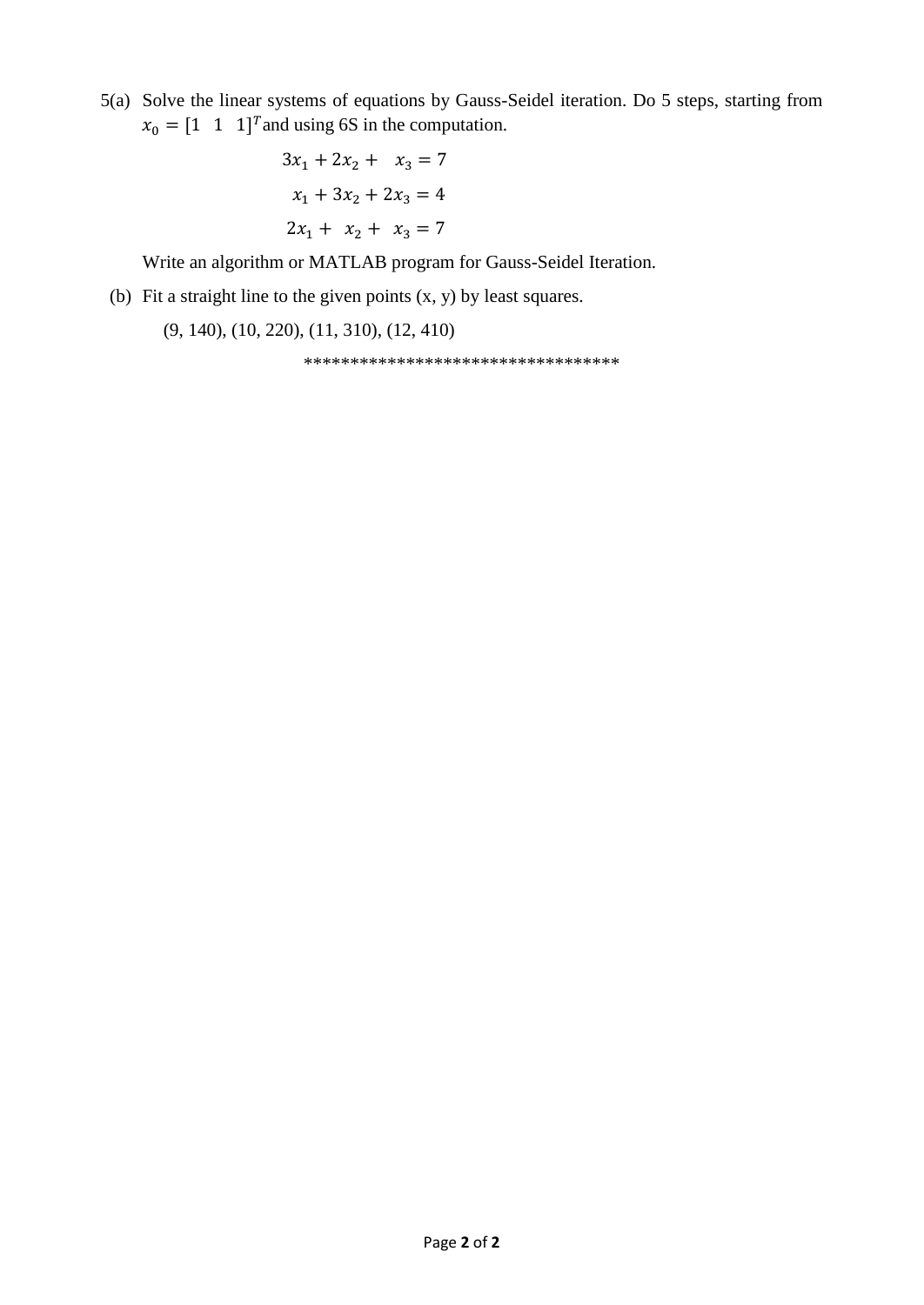5(a) Solve the linear systems of equations by Gauss-Seidel iteration. Do 5 steps, starting from $x_0 = [1 \quad 1 \quad 1]^T$ and using 6S in the computation.

$$3x_1 + 2x_2 + \quad x_3 = 7$$

$$x_1 + 3x_2 + 2x_3 = 4$$

$$2x_1 + \quad x_2 + \quad x_3 = 7$$

Write an algorithm or MATLAB program for Gauss-Seidel Iteration.

(b) Fit a straight line to the given points (x, y) by least squares.

(9, 140), (10, 220), (11, 310), (12, 410)

**********************************